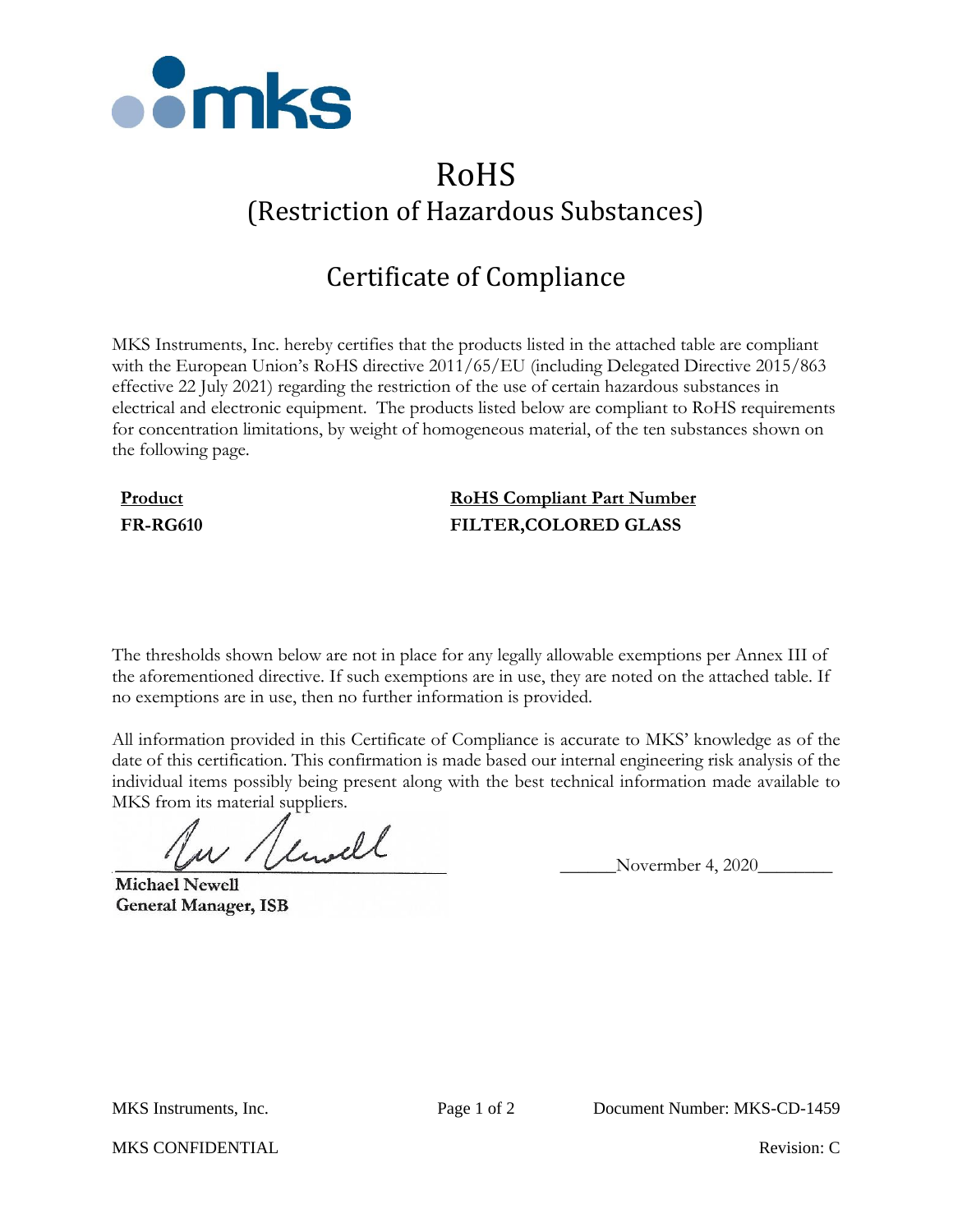# RoHS
## (Restriction of Hazardous Substances)

## Certificate of Compliance

MKS Instruments, Inc. hereby certifies that the products listed in the attached table are compliant with the European Union's RoHS directive 2011/65/EU (including Delegated Directive 2015/863 effective 22 July 2021) regarding the restriction of the use of certain hazardous substances in electrical and electronic equipment. The products listed below are compliant to RoHS requirements for concentration limitations, by weight of homogeneous material, of the ten substances shown on the following page.

| Product | RoHS Compliant Part Number |
|---|---|
| **FR-RG610** | **FILTER,COLORED GLASS** |

The thresholds shown below are not in place for any legally allowable exemptions per Annex III of the aforementioned directive. If such exemptions are in use, they are noted on the attached table. If no exemptions are in use, then no further information is provided.

All information provided in this Certificate of Compliance is accurate to MKS' knowledge as of the date of this certification. This confirmation is made based our internal engineering risk analysis of the individual items possibly being present along with the best technical information made available to MKS from its material suppliers.

______________________________ ______Novermber 4, 2020________

**Michael Newell**
**General Manager, ISB**

MKS Instruments, Inc. Document Number: MKS-CD-1459

MKS CONFIDENTIAL Revision: C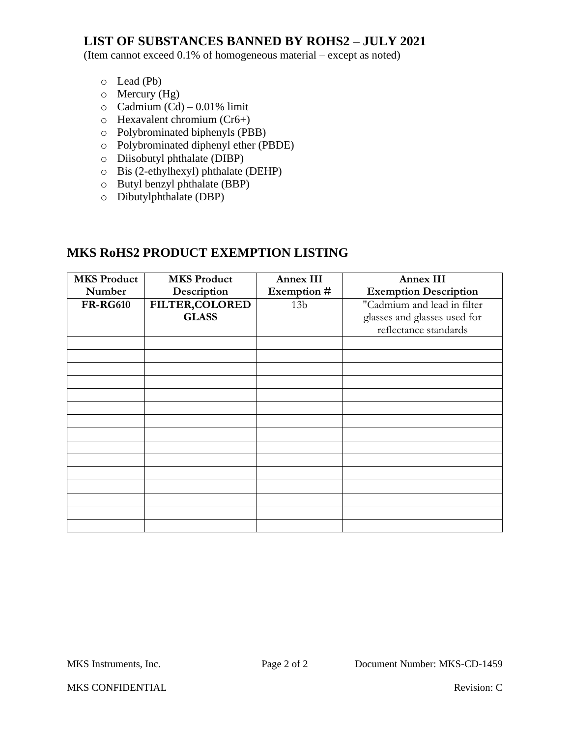## LIST OF SUBSTANCES BANNED BY ROHS2 – JULY 2021

(Item cannot exceed 0.1% of homogeneous material – except as noted)

- Lead (Pb)
- Mercury (Hg)
- Cadmium (Cd) – 0.01% limit
- Hexavalent chromium (Cr6+)
- Polybrominated biphenyls (PBB)
- Polybrominated diphenyl ether (PBDE)
- Diisobutyl phthalate (DIBP)
- Bis (2-ethylhexyl) phthalate (DEHP)
- Butyl benzyl phthalate (BBP)
- Dibutylphthalate (DBP)

## MKS RoHS2 PRODUCT EXEMPTION LISTING

| MKS Product Number | MKS Product Description | Annex III Exemption # | Annex III Exemption Description |
|---|---|---|---|
| **FR-RG610** | **FILTER,COLORED GLASS** | 13b | "Cadmium and lead in filter glasses and glasses used for reflectance standards |
| | | | |
| | | | |
| | | | |
| | | | |
| | | | |
| | | | |
| | | | |
| | | | |
| | | | |
| | | | |
| | | | |
| | | | |
| | | | |
| | | | |
| | | | |

MKS Instruments, Inc. Document Number: MKS-CD-1459

MKS CONFIDENTIAL Revision: C